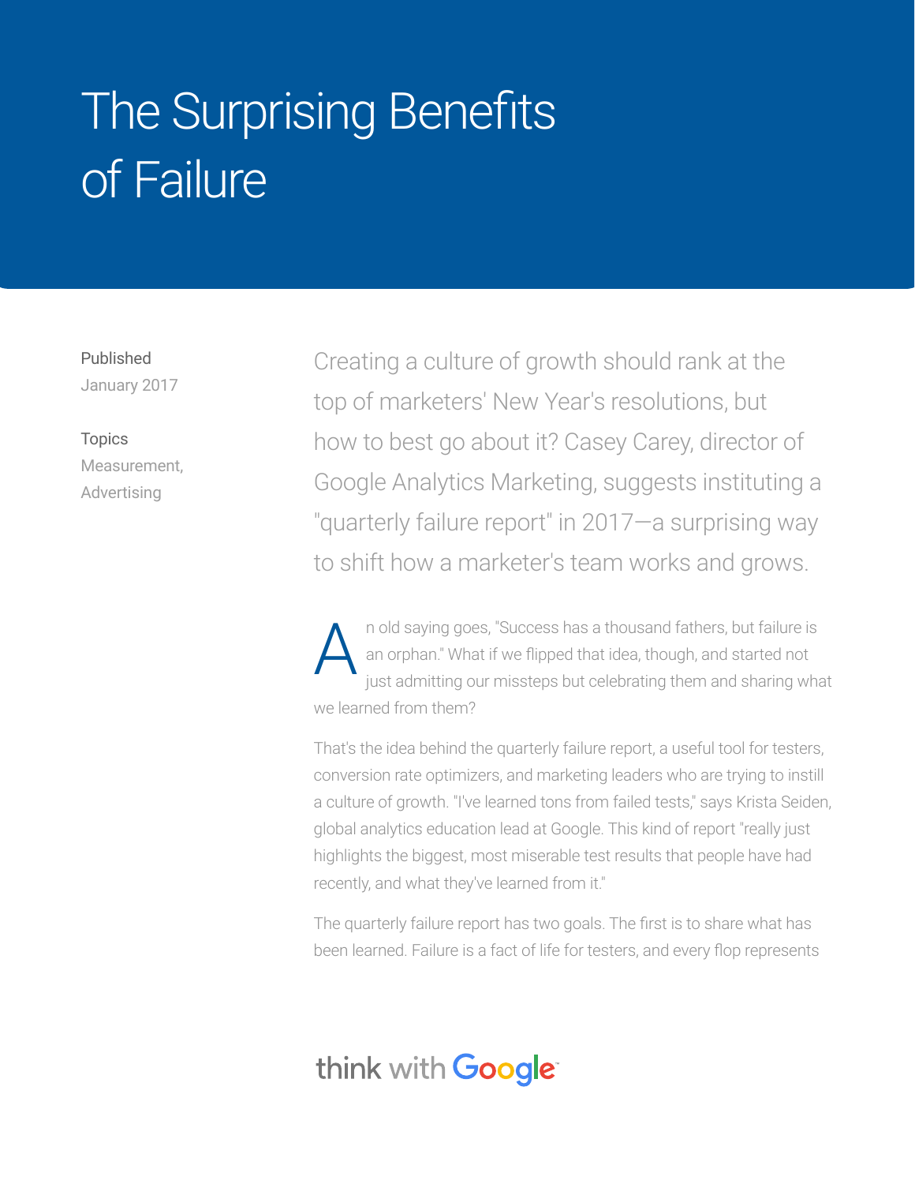# The Surprising Benefits of Failure

Published
January 2017

Topics
Measurement, Advertising

Creating a culture of growth should rank at the top of marketers' New Year's resolutions, but how to best go about it? Casey Carey, director of Google Analytics Marketing, suggests instituting a "quarterly failure report" in 2017—a surprising way to shift how a marketer's team works and grows.

An old saying goes, "Success has a thousand fathers, but failure is an orphan." What if we flipped that idea, though, and started not just admitting our missteps but celebrating them and sharing what we learned from them?

That's the idea behind the quarterly failure report, a useful tool for testers, conversion rate optimizers, and marketing leaders who are trying to instill a culture of growth. "I've learned tons from failed tests," says Krista Seiden, global analytics education lead at Google. This kind of report "really just highlights the biggest, most miserable test results that people have had recently, and what they've learned from it."

The quarterly failure report has two goals. The first is to share what has been learned. Failure is a fact of life for testers, and every flop represents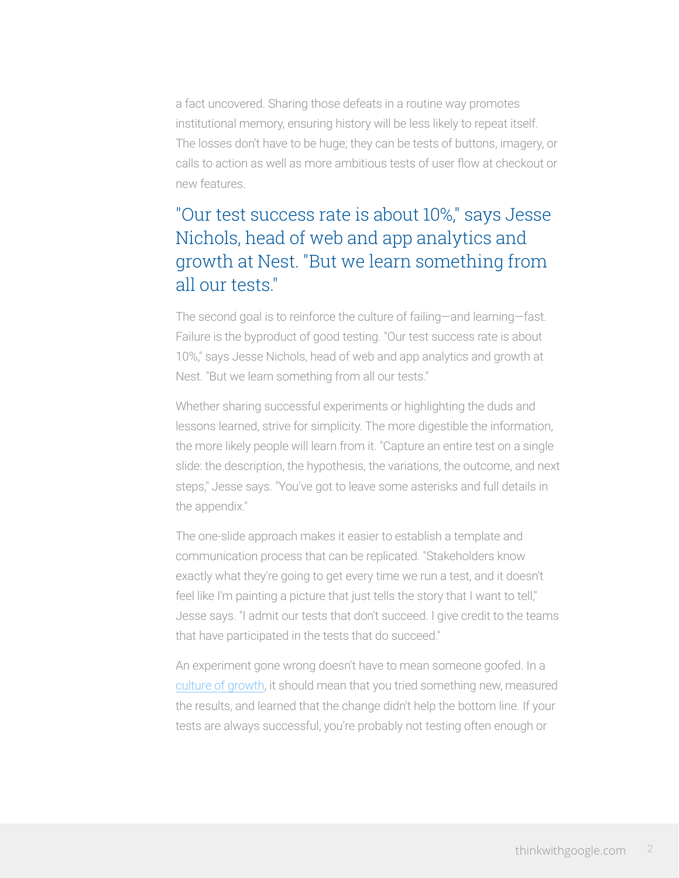a fact uncovered. Sharing those defeats in a routine way promotes institutional memory, ensuring history will be less likely to repeat itself. The losses don't have to be huge; they can be tests of buttons, imagery, or calls to action as well as more ambitious tests of user flow at checkout or new features.

> "Our test success rate is about 10%," says Jesse Nichols, head of web and app analytics and growth at Nest. "But we learn something from all our tests."

The second goal is to reinforce the culture of failing—and learning—fast. Failure is the byproduct of good testing. "Our test success rate is about 10%," says Jesse Nichols, head of web and app analytics and growth at Nest. "But we learn something from all our tests."

Whether sharing successful experiments or highlighting the duds and lessons learned, strive for simplicity. The more digestible the information, the more likely people will learn from it. "Capture an entire test on a single slide: the description, the hypothesis, the variations, the outcome, and next steps," Jesse says. "You've got to leave some asterisks and full details in the appendix."

The one-slide approach makes it easier to establish a template and communication process that can be replicated. "Stakeholders know exactly what they're going to get every time we run a test, and it doesn't feel like I'm painting a picture that just tells the story that I want to tell," Jesse says. "I admit our tests that don't succeed. I give credit to the teams that have participated in the tests that do succeed."

An experiment gone wrong doesn't have to mean someone goofed. In a culture of growth, it should mean that you tried something new, measured the results, and learned that the change didn't help the bottom line. If your tests are always successful, you're probably not testing often enough or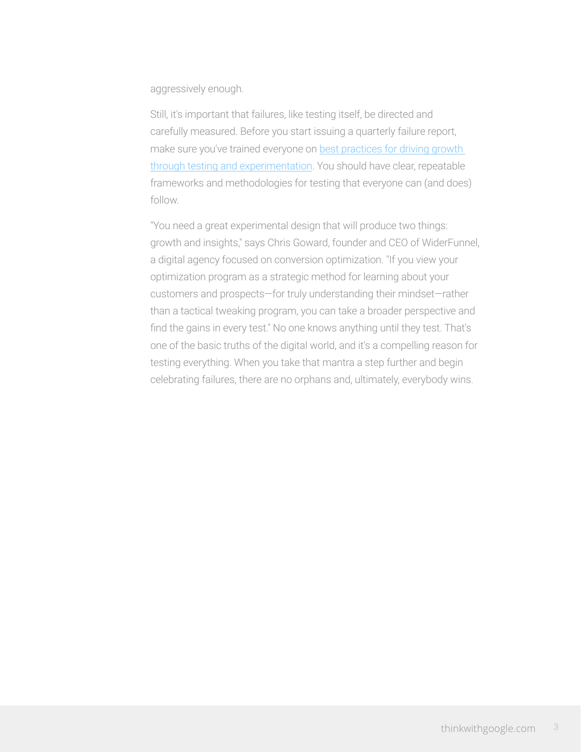aggressively enough.

Still, it's important that failures, like testing itself, be directed and carefully measured. Before you start issuing a quarterly failure report, make sure you've trained everyone on best practices for driving growth through testing and experimentation. You should have clear, repeatable frameworks and methodologies for testing that everyone can (and does) follow.

"You need a great experimental design that will produce two things: growth and insights," says Chris Goward, founder and CEO of WiderFunnel, a digital agency focused on conversion optimization. "If you view your optimization program as a strategic method for learning about your customers and prospects—for truly understanding their mindset—rather than a tactical tweaking program, you can take a broader perspective and find the gains in every test." No one knows anything until they test. That's one of the basic truths of the digital world, and it's a compelling reason for testing everything. When you take that mantra a step further and begin celebrating failures, there are no orphans and, ultimately, everybody wins.